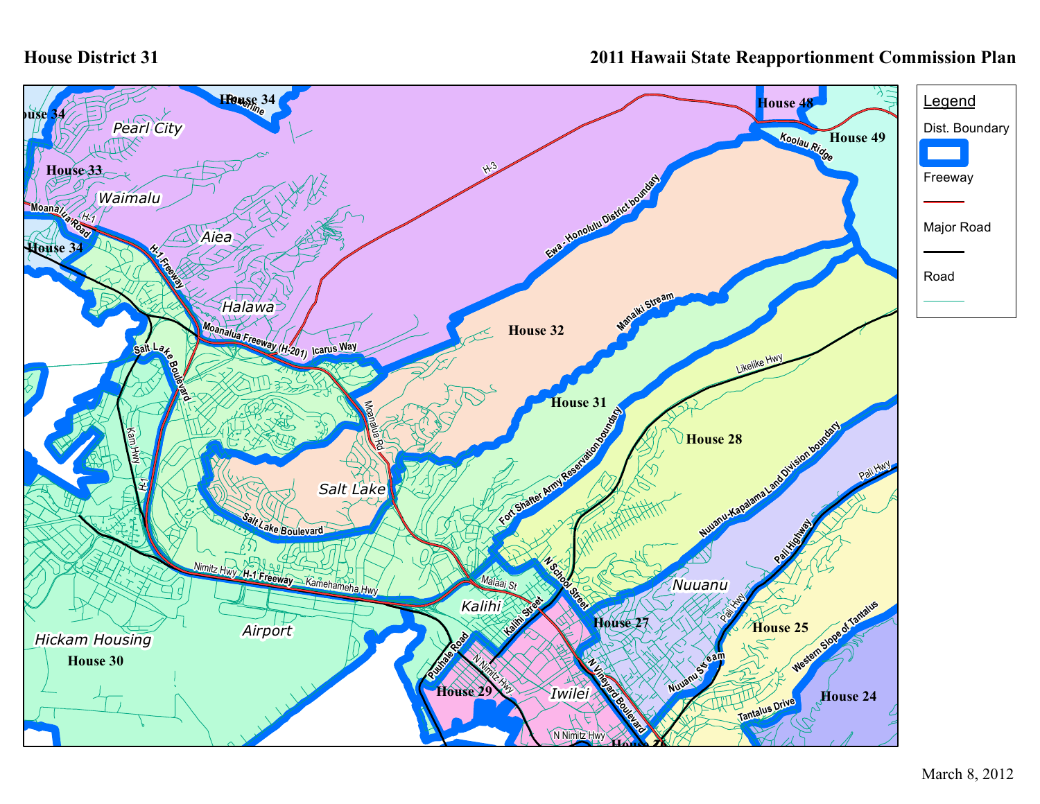# House District 31

## 2011 Hawaii State Reapportionment Commission Plan

**Legend**

- Dist. Boundary
- Freeway
- Major Road
- Road

March 8, 2012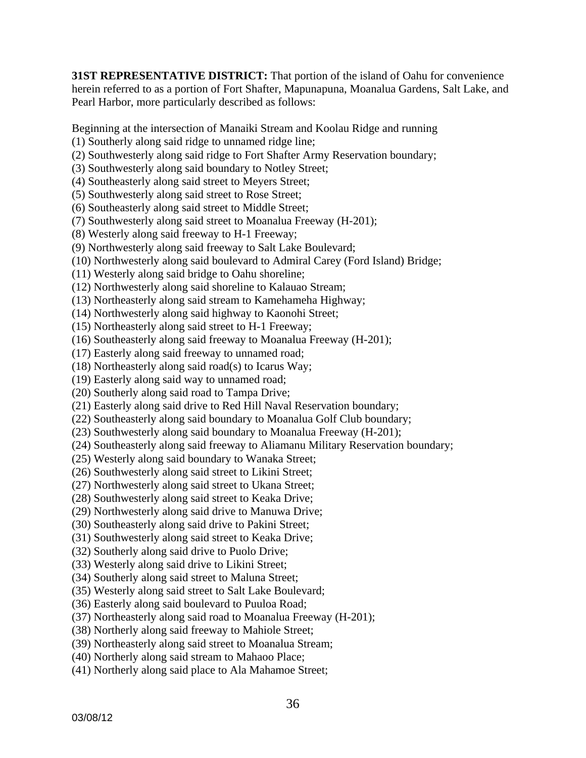**31ST REPRESENTATIVE DISTRICT:** That portion of the island of Oahu for convenience herein referred to as a portion of Fort Shafter, Mapunapuna, Moanalua Gardens, Salt Lake, and Pearl Harbor, more particularly described as follows:

Beginning at the intersection of Manaiki Stream and Koolau Ridge and running
(1) Southerly along said ridge to unnamed ridge line;
(2) Southwesterly along said ridge to Fort Shafter Army Reservation boundary;
(3) Southwesterly along said boundary to Notley Street;
(4) Southeasterly along said street to Meyers Street;
(5) Southwesterly along said street to Rose Street;
(6) Southeasterly along said street to Middle Street;
(7) Southwesterly along said street to Moanalua Freeway (H-201);
(8) Westerly along said freeway to H-1 Freeway;
(9) Northwesterly along said freeway to Salt Lake Boulevard;
(10) Northwesterly along said boulevard to Admiral Carey (Ford Island) Bridge;
(11) Westerly along said bridge to Oahu shoreline;
(12) Northwesterly along said shoreline to Kalauao Stream;
(13) Northeasterly along said stream to Kamehameha Highway;
(14) Northwesterly along said highway to Kaonohi Street;
(15) Northeasterly along said street to H-1 Freeway;
(16) Southeasterly along said freeway to Moanalua Freeway (H-201);
(17) Easterly along said freeway to unnamed road;
(18) Northeasterly along said road(s) to Icarus Way;
(19) Easterly along said way to unnamed road;
(20) Southerly along said road to Tampa Drive;
(21) Easterly along said drive to Red Hill Naval Reservation boundary;
(22) Southeasterly along said boundary to Moanalua Golf Club boundary;
(23) Southwesterly along said boundary to Moanalua Freeway (H-201);
(24) Southeasterly along said freeway to Aliamanu Military Reservation boundary;
(25) Westerly along said boundary to Wanaka Street;
(26) Southwesterly along said street to Likini Street;
(27) Northwesterly along said street to Ukana Street;
(28) Southwesterly along said street to Keaka Drive;
(29) Northwesterly along said drive to Manuwa Drive;
(30) Southeasterly along said drive to Pakini Street;
(31) Southwesterly along said street to Keaka Drive;
(32) Southerly along said drive to Puolo Drive;
(33) Westerly along said drive to Likini Street;
(34) Southerly along said street to Maluna Street;
(35) Westerly along said street to Salt Lake Boulevard;
(36) Easterly along said boulevard to Puuloa Road;
(37) Northeasterly along said road to Moanalua Freeway (H-201);
(38) Northerly along said freeway to Mahiole Street;
(39) Northeasterly along said street to Moanalua Stream;
(40) Northerly along said stream to Mahaoo Place;
(41) Northerly along said place to Ala Mahamoe Street;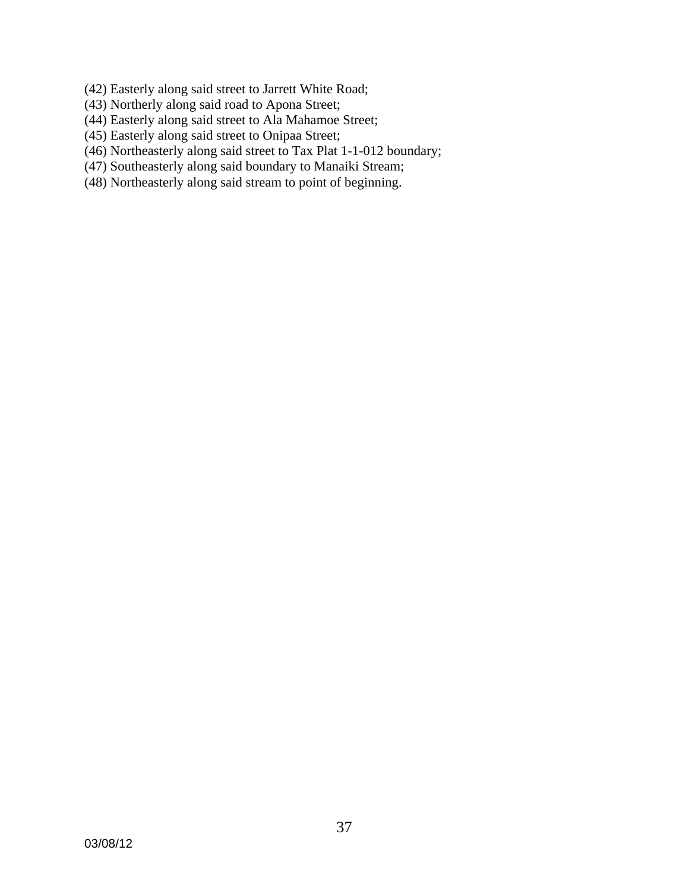(42) Easterly along said street to Jarrett White Road;
(43) Northerly along said road to Apona Street;
(44) Easterly along said street to Ala Mahamoe Street;
(45) Easterly along said street to Onipaa Street;
(46) Northeasterly along said street to Tax Plat 1-1-012 boundary;
(47) Southeasterly along said boundary to Manaiki Stream;
(48) Northeasterly along said stream to point of beginning.